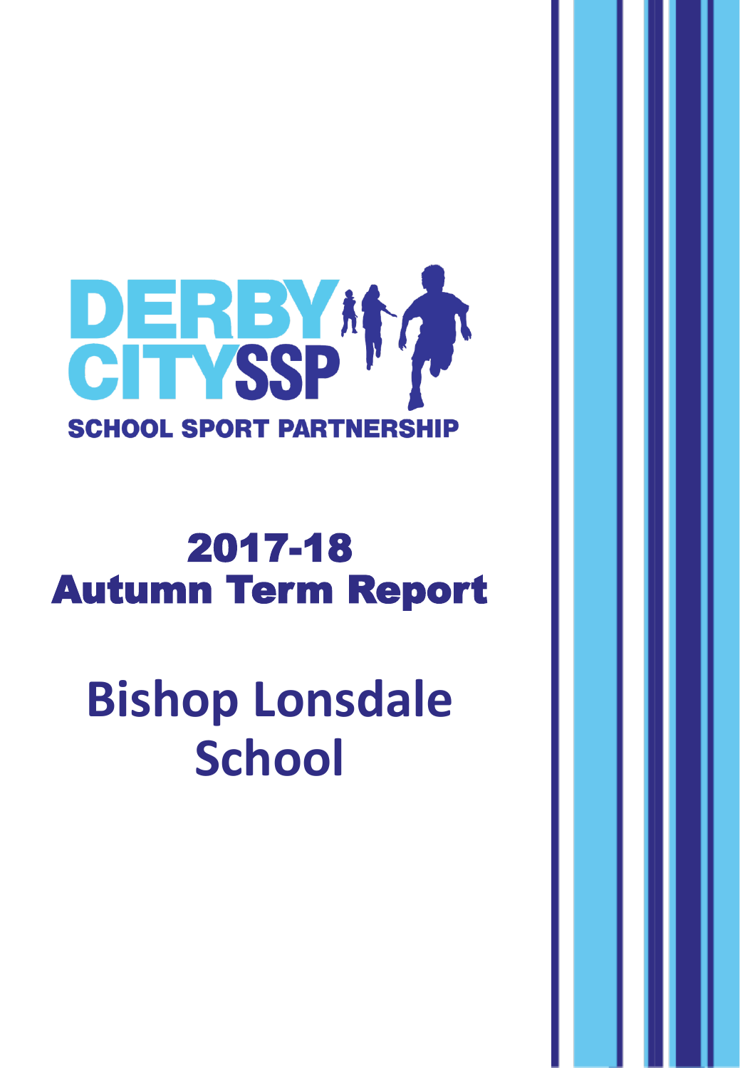DERBY CITY SSP

SCHOOL SPORT PARTNERSHIP

# 2017-18 Autumn Term Report

# Bishop Lonsdale School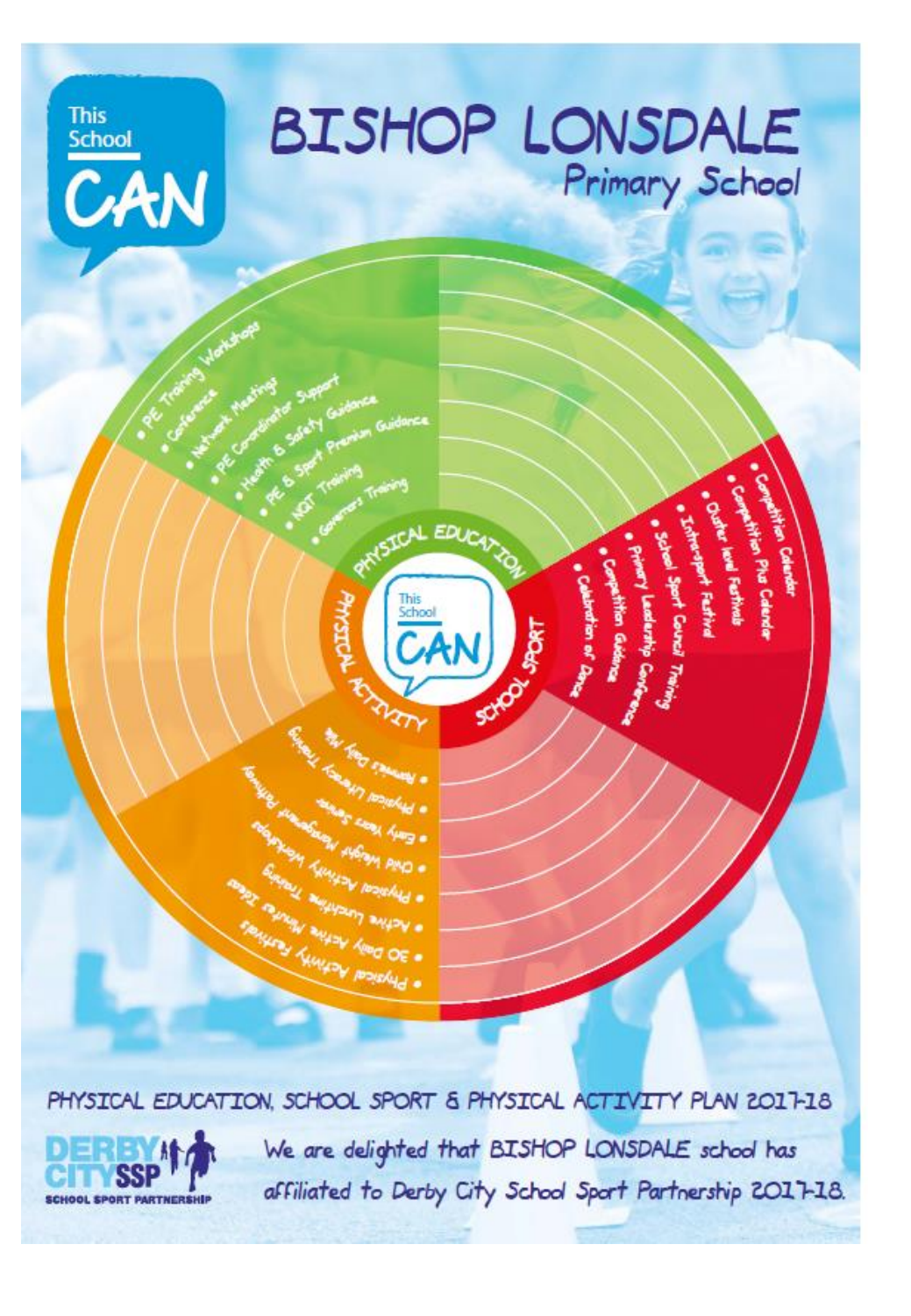This School CAN

# BISHOP LONSDALE Primary School

## PHYSICAL EDUCATION

- PE Training Workshops
- Conference
- Network Meetings
- PE Coordinator Support
- Health & Safety Guidance
- PE & Sport Premium Guidance
- NQT Training
- Governors Training

## SCHOOL SPORT

- Competition Calendar
- Competition Plus Calendar
- Cluster level Festivals
- Intra-sport Festival
- School Sport Council Training
- Primary Leadership Conference
- Competition Guidance
- Celebration of Dance

## PHYSICAL ACTIVITY

- Ronnie's Daily Mile
- Physical Literacy Training
- Early Years Service
- Child Weight Management Pathway
- Physical Activity Workshops
- Active Lunchtime Training
- 30 Daily Active Minutes Ideas
- Physical Activity Festivals

PHYSICAL EDUCATION, SCHOOL SPORT & PHYSICAL ACTIVITY PLAN 2017-18

DERBY CITY SSP SCHOOL SPORT PARTNERSHIP

We are delighted that BISHOP LONSDALE school has affiliated to Derby City School Sport Partnership 2017-18.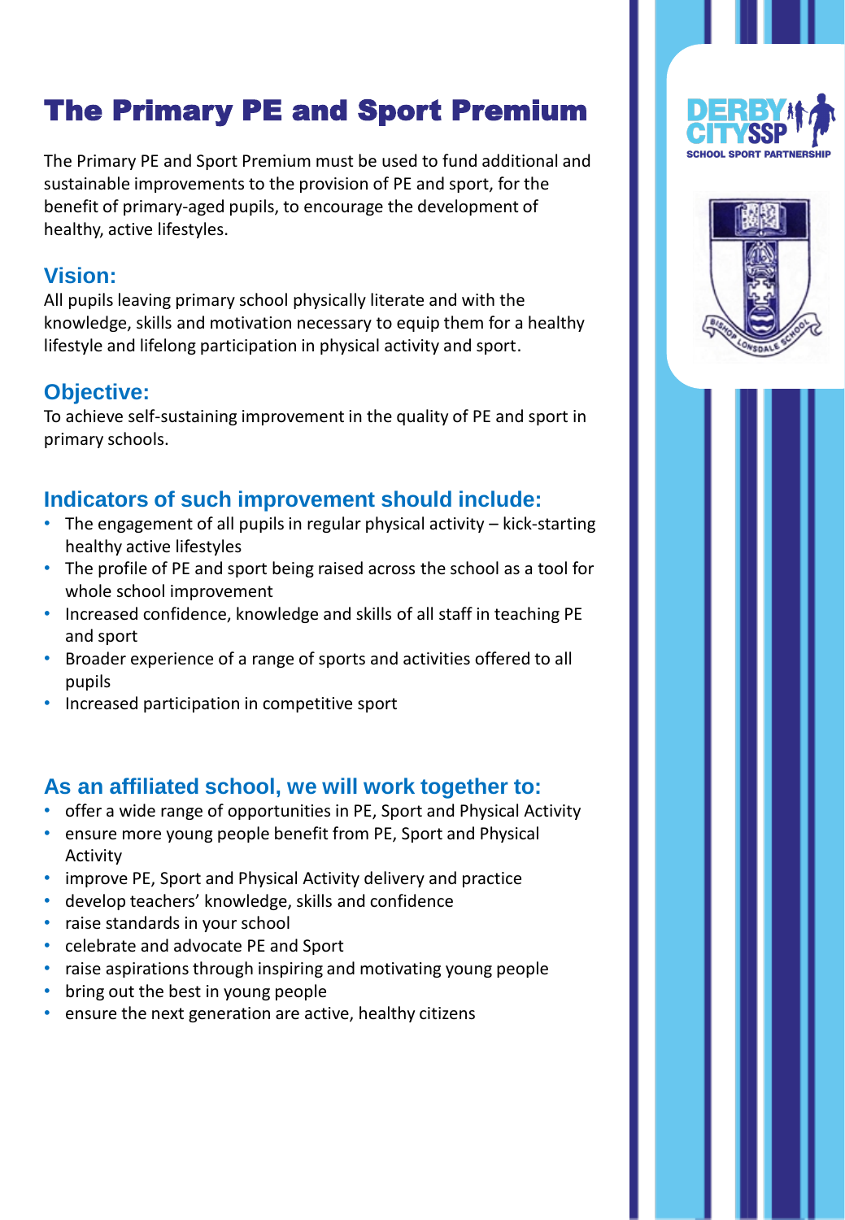# The Primary PE and Sport Premium

The Primary PE and Sport Premium must be used to fund additional and sustainable improvements to the provision of PE and sport, for the benefit of primary-aged pupils, to encourage the development of healthy, active lifestyles.

## Vision:

All pupils leaving primary school physically literate and with the knowledge, skills and motivation necessary to equip them for a healthy lifestyle and lifelong participation in physical activity and sport.

## Objective:

To achieve self-sustaining improvement in the quality of PE and sport in primary schools.

## Indicators of such improvement should include:

- The engagement of all pupils in regular physical activity – kick-starting healthy active lifestyles
- The profile of PE and sport being raised across the school as a tool for whole school improvement
- Increased confidence, knowledge and skills of all staff in teaching PE and sport
- Broader experience of a range of sports and activities offered to all pupils
- Increased participation in competitive sport

## As an affiliated school, we will work together to:

- offer a wide range of opportunities in PE, Sport and Physical Activity
- ensure more young people benefit from PE, Sport and Physical Activity
- improve PE, Sport and Physical Activity delivery and practice
- develop teachers' knowledge, skills and confidence
- raise standards in your school
- celebrate and advocate PE and Sport
- raise aspirations through inspiring and motivating young people
- bring out the best in young people
- ensure the next generation are active, healthy citizens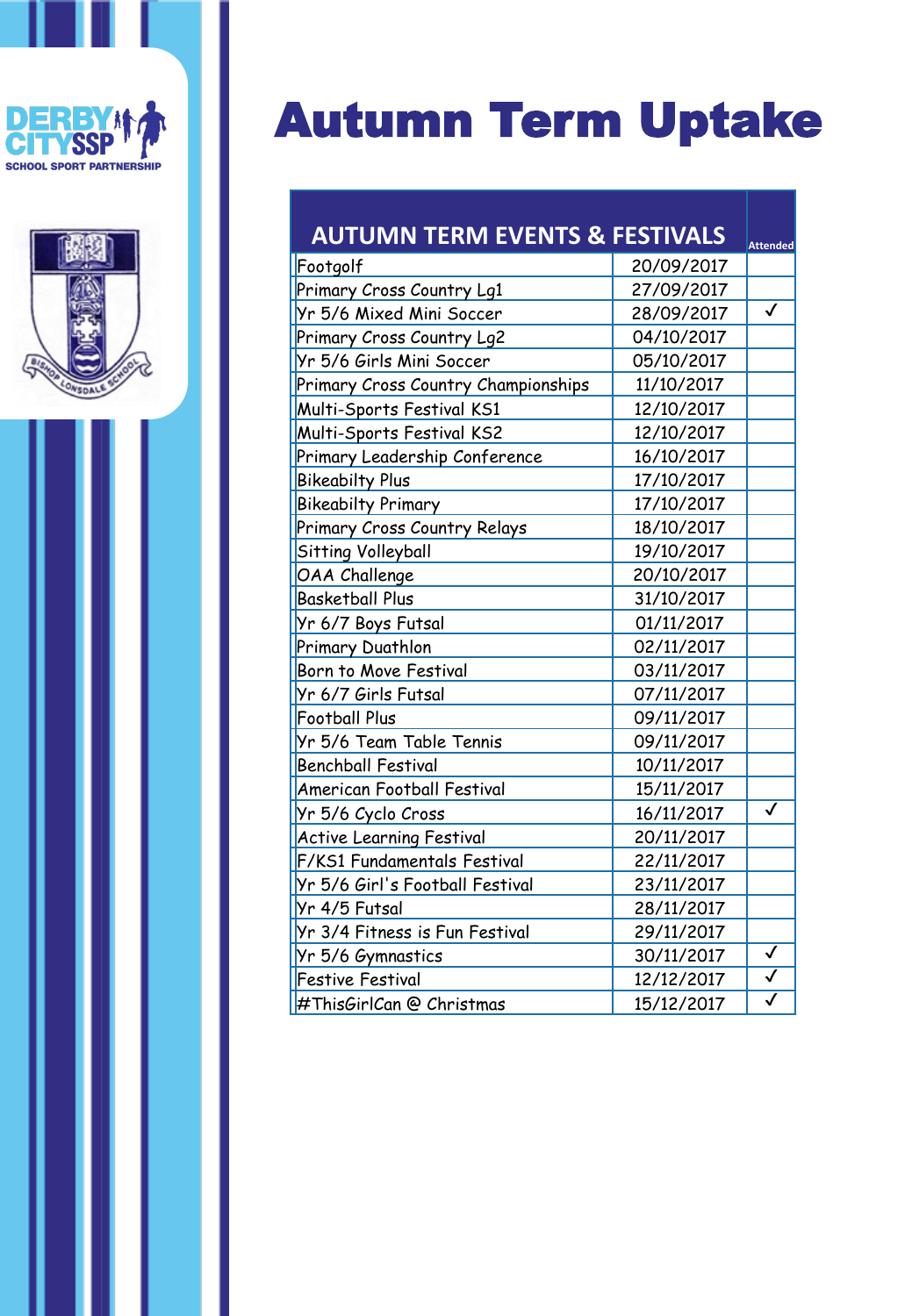# Autumn Term Uptake

| AUTUMN TERM EVENTS & FESTIVALS | | Attended |
|---|---|---|
| Footgolf | 20/09/2017 | |
| Primary Cross Country Lg1 | 27/09/2017 | |
| Yr 5/6 Mixed Mini Soccer | 28/09/2017 | ✓ |
| Primary Cross Country Lg2 | 04/10/2017 | |
| Yr 5/6 Girls Mini Soccer | 05/10/2017 | |
| Primary Cross Country Championships | 11/10/2017 | |
| Multi-Sports Festival KS1 | 12/10/2017 | |
| Multi-Sports Festival KS2 | 12/10/2017 | |
| Primary Leadership Conference | 16/10/2017 | |
| Bikeabilty Plus | 17/10/2017 | |
| Bikeabilty Primary | 17/10/2017 | |
| Primary Cross Country Relays | 18/10/2017 | |
| Sitting Volleyball | 19/10/2017 | |
| OAA Challenge | 20/10/2017 | |
| Basketball Plus | 31/10/2017 | |
| Yr 6/7 Boys Futsal | 01/11/2017 | |
| Primary Duathlon | 02/11/2017 | |
| Born to Move Festival | 03/11/2017 | |
| Yr 6/7 Girls Futsal | 07/11/2017 | |
| Football Plus | 09/11/2017 | |
| Yr 5/6 Team Table Tennis | 09/11/2017 | |
| Benchball Festival | 10/11/2017 | |
| American Football Festival | 15/11/2017 | |
| Yr 5/6 Cyclo Cross | 16/11/2017 | ✓ |
| Active Learning Festival | 20/11/2017 | |
| F/KS1 Fundamentals Festival | 22/11/2017 | |
| Yr 5/6 Girl's Football Festival | 23/11/2017 | |
| Yr 4/5 Futsal | 28/11/2017 | |
| Yr 3/4 Fitness is Fun Festival | 29/11/2017 | |
| Yr 5/6 Gymnastics | 30/11/2017 | ✓ |
| Festive Festival | 12/12/2017 | ✓ |
| #ThisGirlCan @ Christmas | 15/12/2017 | ✓ |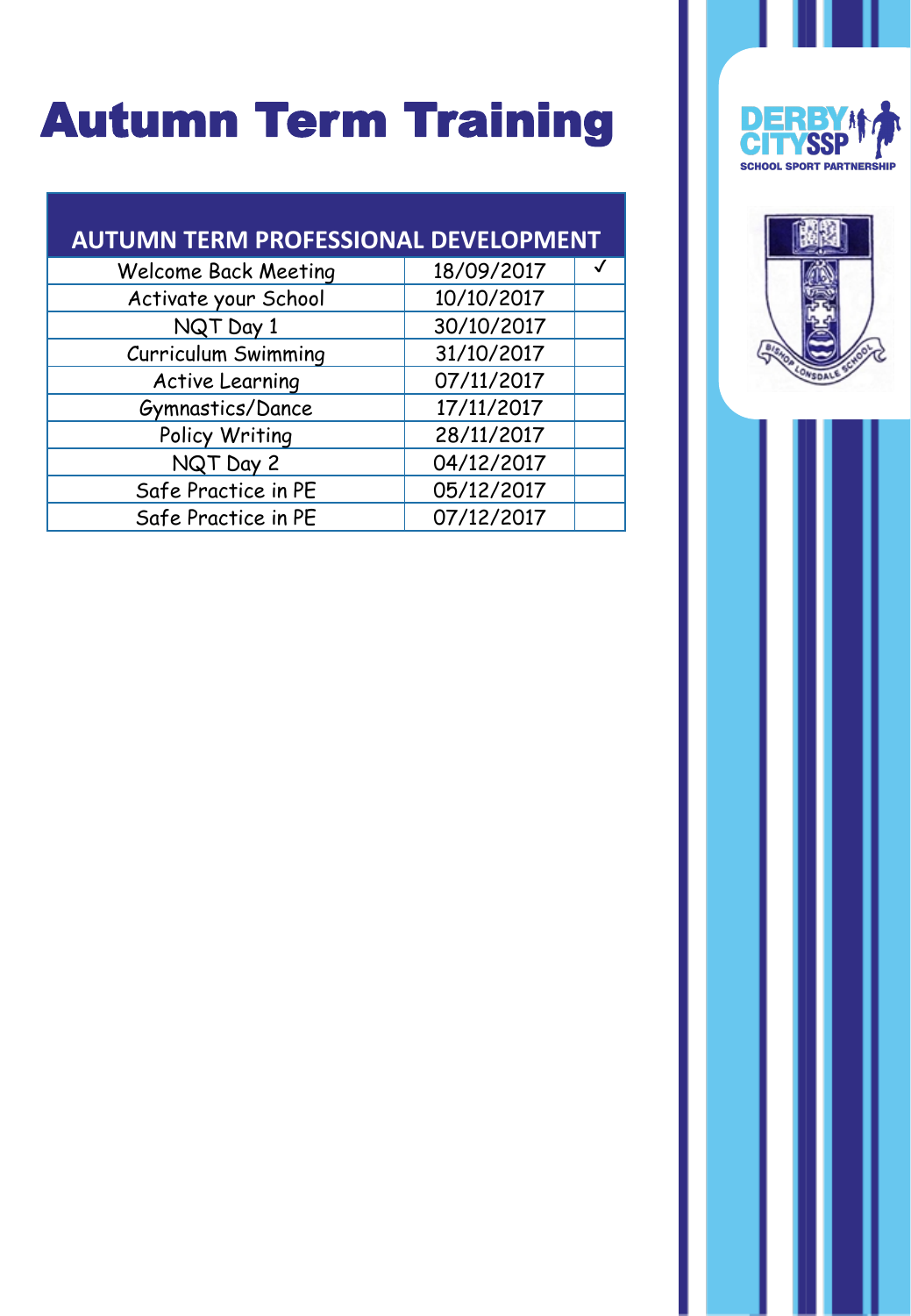# Autumn Term Training

| AUTUMN TERM PROFESSIONAL DEVELOPMENT | | |
|---|---|---|
| Welcome Back Meeting | 18/09/2017 | ✓ |
| Activate your School | 10/10/2017 | |
| NQT Day 1 | 30/10/2017 | |
| Curriculum Swimming | 31/10/2017 | |
| Active Learning | 07/11/2017 | |
| Gymnastics/Dance | 17/11/2017 | |
| Policy Writing | 28/11/2017 | |
| NQT Day 2 | 04/12/2017 | |
| Safe Practice in PE | 05/12/2017 | |
| Safe Practice in PE | 07/12/2017 | |

DERBY CITY SSP
SCHOOL SPORT PARTNERSHIP

BISHOP LONSDALE SCHOOL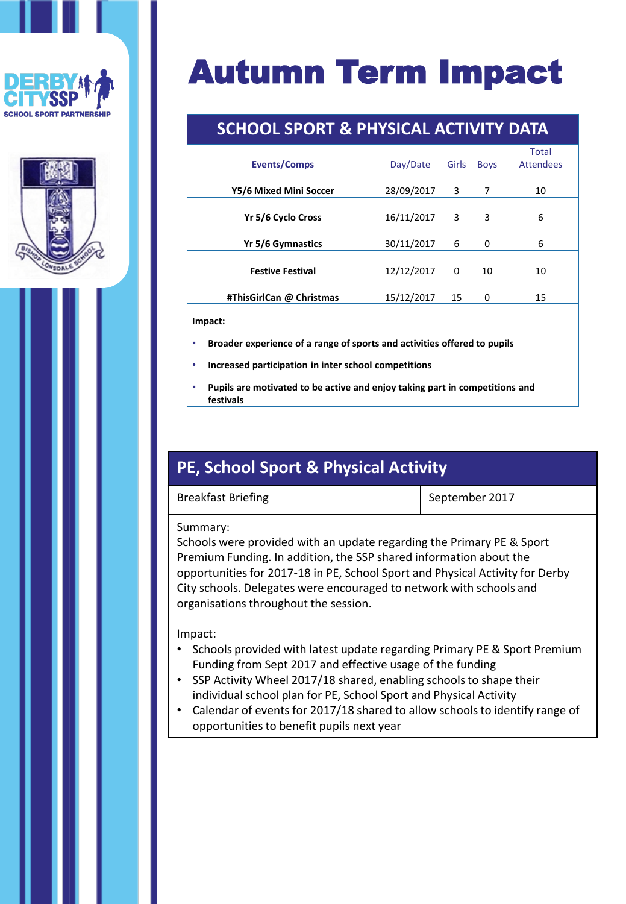# Autumn Term Impact

## SCHOOL SPORT & PHYSICAL ACTIVITY DATA

| Events/Comps | Day/Date | Girls | Boys | Total Attendees |
|---|---|---|---|---|
| **Y5/6 Mixed Mini Soccer** | 28/09/2017 | 3 | 7 | 10 |
| **Yr 5/6 Cyclo Cross** | 16/11/2017 | 3 | 3 | 6 |
| **Yr 5/6 Gymnastics** | 30/11/2017 | 6 | 0 | 6 |
| **Festive Festival** | 12/12/2017 | 0 | 10 | 10 |
| **#ThisGirlCan @ Christmas** | 15/12/2017 | 15 | 0 | 15 |

**Impact:**

- **Broader experience of a range of sports and activities offered to pupils**
- **Increased participation in inter school competitions**
- **Pupils are motivated to be active and enjoy taking part in competitions and festivals**

## PE, School Sport & Physical Activity

| Breakfast Briefing | September 2017 |
|---|---|

Summary:
Schools were provided with an update regarding the Primary PE & Sport Premium Funding. In addition, the SSP shared information about the opportunities for 2017-18 in PE, School Sport and Physical Activity for Derby City schools. Delegates were encouraged to network with schools and organisations throughout the session.

Impact:

- Schools provided with latest update regarding Primary PE & Sport Premium Funding from Sept 2017 and effective usage of the funding
- SSP Activity Wheel 2017/18 shared, enabling schools to shape their individual school plan for PE, School Sport and Physical Activity
- Calendar of events for 2017/18 shared to allow schools to identify range of opportunities to benefit pupils next year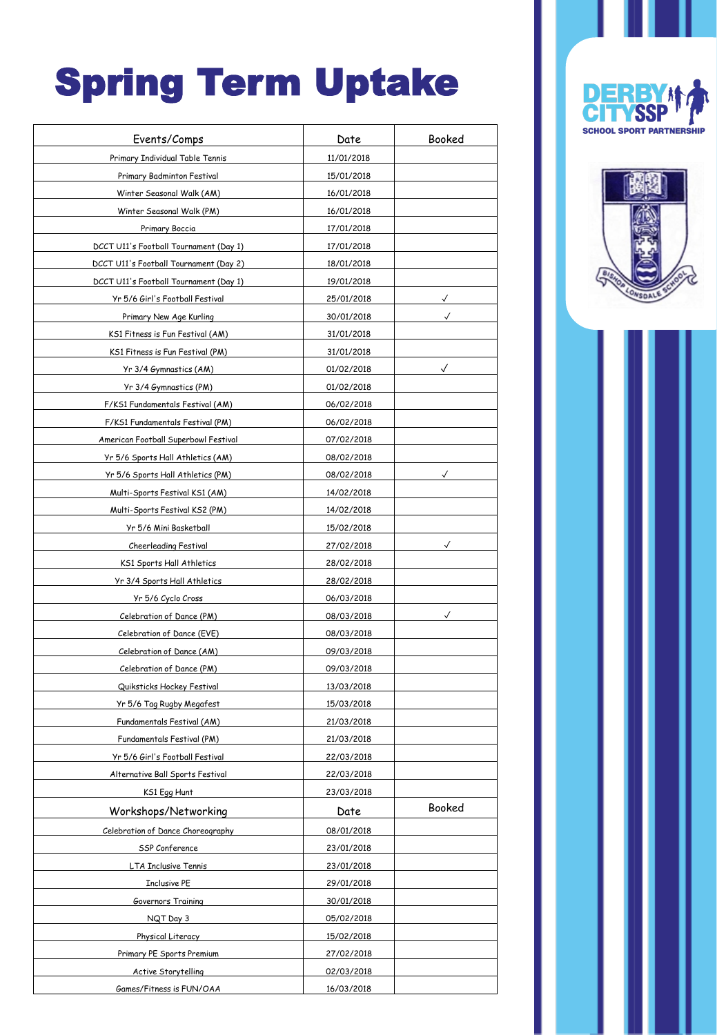# Spring Term Uptake

| Events/Comps | Date | Booked |
|---|---|---|
| Primary Individual Table Tennis | 11/01/2018 | |
| Primary Badminton Festival | 15/01/2018 | |
| Winter Seasonal Walk (AM) | 16/01/2018 | |
| Winter Seasonal Walk (PM) | 16/01/2018 | |
| Primary Boccia | 17/01/2018 | |
| DCCT U11's Football Tournament (Day 1) | 17/01/2018 | |
| DCCT U11's Football Tournament (Day 2) | 18/01/2018 | |
| DCCT U11's Football Tournament (Day 1) | 19/01/2018 | |
| Yr 5/6 Girl's Football Festival | 25/01/2018 | ✓ |
| Primary New Age Kurling | 30/01/2018 | ✓ |
| KS1 Fitness is Fun Festival (AM) | 31/01/2018 | |
| KS1 Fitness is Fun Festival (PM) | 31/01/2018 | |
| Yr 3/4 Gymnastics (AM) | 01/02/2018 | ✓ |
| Yr 3/4 Gymnastics (PM) | 01/02/2018 | |
| F/KS1 Fundamentals Festival (AM) | 06/02/2018 | |
| F/KS1 Fundamentals Festival (PM) | 06/02/2018 | |
| American Football Superbowl Festival | 07/02/2018 | |
| Yr 5/6 Sports Hall Athletics (AM) | 08/02/2018 | |
| Yr 5/6 Sports Hall Athletics (PM) | 08/02/2018 | ✓ |
| Multi-Sports Festival KS1 (AM) | 14/02/2018 | |
| Multi-Sports Festival KS2 (PM) | 14/02/2018 | |
| Yr 5/6 Mini Basketball | 15/02/2018 | |
| Cheerleading Festival | 27/02/2018 | ✓ |
| KS1 Sports Hall Athletics | 28/02/2018 | |
| Yr 3/4 Sports Hall Athletics | 28/02/2018 | |
| Yr 5/6 Cyclo Cross | 06/03/2018 | |
| Celebration of Dance (PM) | 08/03/2018 | ✓ |
| Celebration of Dance (EVE) | 08/03/2018 | |
| Celebration of Dance (AM) | 09/03/2018 | |
| Celebration of Dance (PM) | 09/03/2018 | |
| Quiksticks Hockey Festival | 13/03/2018 | |
| Yr 5/6 Tag Rugby Megafest | 15/03/2018 | |
| Fundamentals Festival (AM) | 21/03/2018 | |
| Fundamentals Festival (PM) | 21/03/2018 | |
| Yr 5/6 Girl's Football Festival | 22/03/2018 | |
| Alternative Ball Sports Festival | 22/03/2018 | |
| KS1 Egg Hunt | 23/03/2018 | |
| **Workshops/Networking** | **Date** | **Booked** |
| Celebration of Dance Choreography | 08/01/2018 | |
| SSP Conference | 23/01/2018 | |
| LTA Inclusive Tennis | 23/01/2018 | |
| Inclusive PE | 29/01/2018 | |
| Governors Training | 30/01/2018 | |
| NQT Day 3 | 05/02/2018 | |
| Physical Literacy | 15/02/2018 | |
| Primary PE Sports Premium | 27/02/2018 | |
| Active Storytelling | 02/03/2018 | |
| Games/Fitness is FUN/OAA | 16/03/2018 | |

DERBY CITY SSP
SCHOOL SPORT PARTNERSHIP

BISHOP LONSDALE SCHOOL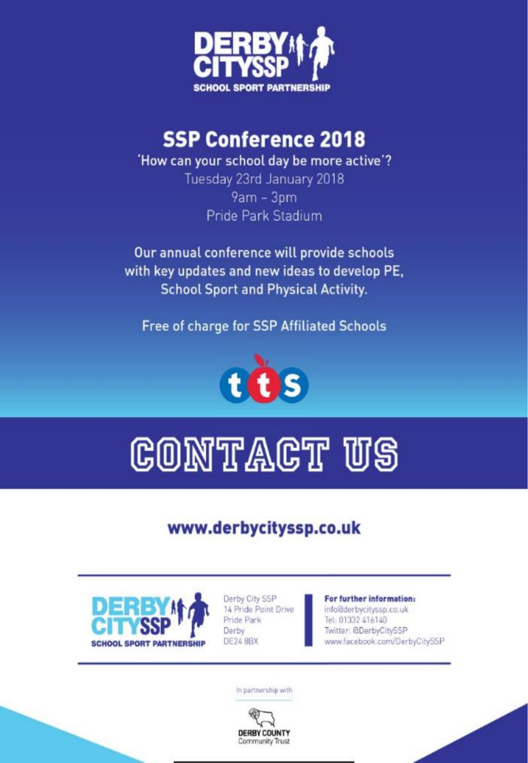DERBY CITY SSP
SCHOOL SPORT PARTNERSHIP

## SSP Conference 2018

'How can your school day be more active'?

Tuesday 23rd January 2018

9am – 3pm

Pride Park Stadium

Our annual conference will provide schools with key updates and new ideas to develop PE, School Sport and Physical Activity.

Free of charge for SSP Affiliated Schools

tts

# CONTACT US

## www.derbycityssp.co.uk

DERBY CITY SSP
SCHOOL SPORT PARTNERSHIP

Derby City SSP
14 Pride Point Drive
Pride Park
Derby
DE24 8BX

**For further information:**
info@derbycityssp.co.uk
Tel: 01332 416140
Twitter: @DerbyCitySSP
www.facebook.com/DerbyCitySSP

In partnership with

DERBY COUNTY
Community Trust